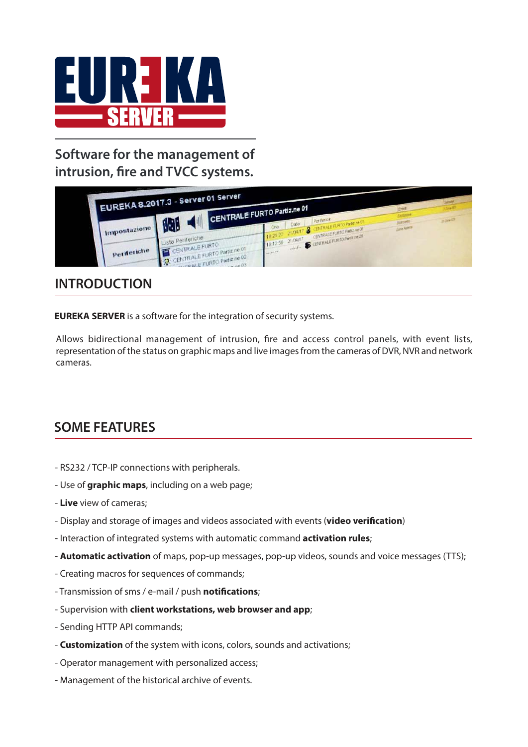# EUREKA SERVER

## Software for the management of intrusion, fire and TVCC systems.

## INTRODUCTION

**EUREKA SERVER** is a software for the integration of security systems.

Allows bidirectional management of intrusion, fire and access control panels, with event lists, representation of the status on graphic maps and live images from the cameras of DVR, NVR and network cameras.

## SOME FEATURES

- RS232 / TCP-IP connections with peripherals.
- Use of **graphic maps**, including on a web page;
- **Live** view of cameras;
- Display and storage of images and videos associated with events (**video verification**)
- Interaction of integrated systems with automatic command **activation rules**;
- **Automatic activation** of maps, pop-up messages, pop-up videos, sounds and voice messages (TTS);
- Creating macros for sequences of commands;
- Transmission of sms / e-mail / push **notifications**;
- Supervision with **client workstations, web browser and app**;
- Sending HTTP API commands;
- **Customization** of the system with icons, colors, sounds and activations;
- Operator management with personalized access;
- Management of the historical archive of events.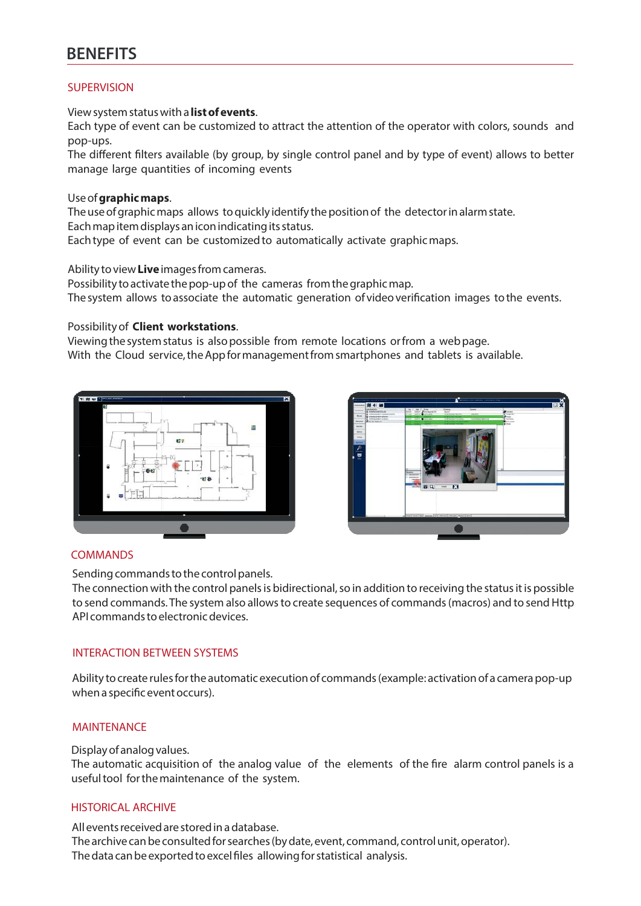# BENEFITS

## SUPERVISION

View system status with a **list of events**.
Each type of event can be customized to attract the attention of the operator with colors, sounds and pop-ups.
The different filters available (by group, by single control panel and by type of event) allows to better manage large quantities of incoming events

Use of **graphic maps**.
The use of graphic maps allows to quickly identify the position of the detector in alarm state.
Each map item displays an icon indicating its status.
Each type of event can be customized to automatically activate graphic maps.

Ability to view **Live** images from cameras.
Possibility to activate the pop-up of the cameras from the graphic map.
The system allows to associate the automatic generation of video verification images to the events.

Possibility of **Client workstations**.
Viewing the system status is also possible from remote locations or from a web page.
With the Cloud service, the App for management from smartphones and tablets is available.

## COMMANDS

Sending commands to the control panels.
The connection with the control panels is bidirectional, so in addition to receiving the status it is possible to send commands. The system also allows to create sequences of commands (macros) and to send Http API commands to electronic devices.

## INTERACTION BETWEEN SYSTEMS

Ability to create rules for the automatic execution of commands (example: activation of a camera pop-up when a specific event occurs).

## MAINTENANCE

Display of analog values.
The automatic acquisition of the analog value of the elements of the fire alarm control panels is a useful tool for the maintenance of the system.

## HISTORICAL ARCHIVE

All events received are stored in a database.
The archive can be consulted for searches (by date, event, command, control unit, operator).
The data can be exported to excel files allowing for statistical analysis.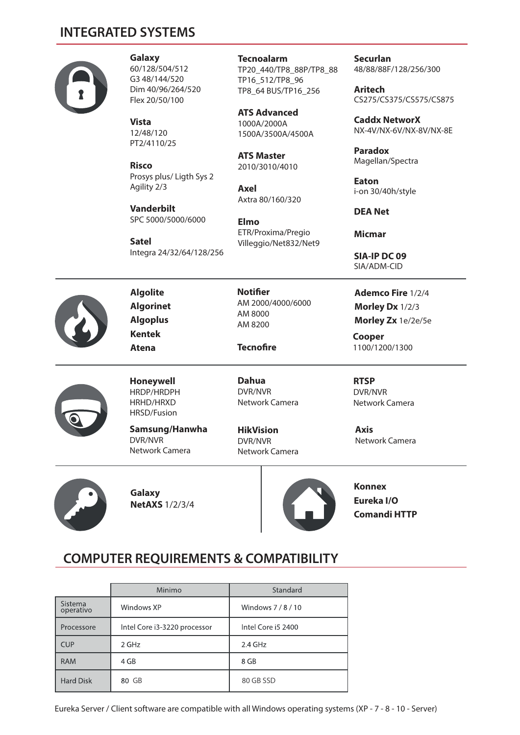## INTEGRATED SYSTEMS

**Galaxy**
60/128/504/512
G3 48/144/520
Dim 40/96/264/520
Flex 20/50/100

**Vista**
12/48/120
PT2/4110/25

**Risco**
Prosys plus/ Ligth Sys 2
Agility 2/3

**Vanderbilt**
SPC 5000/5000/6000

**Satel**
Integra 24/32/64/128/256

**Tecnoalarm**
TP20_440/TP8_88P/TP8_88
TP16_512/TP8_96
TP8_64 BUS/TP16_256

**ATS Advanced**
1000A/2000A
1500A/3500A/4500A

**ATS Master**
2010/3010/4010

**Axel**
Axtra 80/160/320

**Elmo**
ETR/Proxima/Pregio
Villeggio/Net832/Net9

**Securlan**
48/88/88F/128/256/300

**Aritech**
CS275/CS375/CS575/CS875

**Caddx NetworX**
NX-4V/NX-6V/NX-8V/NX-8E

**Paradox**
Magellan/Spectra

**Eaton**
i-on 30/40h/style

**DEA Net**

**Micmar**

**SIA-IP DC 09**
SIA/ADM-CID

---

**Algolite**
**Algorinet**
**Algoplus**
**Kentek**
**Atena**

**Notifier**
AM 2000/4000/6000
AM 8000
AM 8200

**Tecnofire**

**Ademco Fire** 1/2/4
**Morley Dx** 1/2/3
**Morley Zx** 1e/2e/5e

**Cooper**
1100/1200/1300

---

**Honeywell**
HRDP/HRDPH
HRHD/HRXD
HRSD/Fusion

**Samsung/Hanwha**
DVR/NVR
Network Camera

**Dahua**
DVR/NVR
Network Camera

**HikVision**
DVR/NVR
Network Camera

**RTSP**
DVR/NVR
Network Camera

**Axis**
Network Camera

---

**Galaxy**
**NetAXS** 1/2/3/4

**Konnex**
**Eureka I/O**
**Comandi HTTP**

## COMPUTER REQUIREMENTS & COMPATIBILITY

| | Minimo | Standard |
|---|---|---|
| Sistema operativo | Windows XP | Windows 7 / 8 / 10 |
| Processore | Intel Core i3-3220 processor | Intel Core i5 2400 |
| CUP | 2 GHz | 2.4 GHz |
| RAM | 4 GB | 8 GB |
| Hard Disk | 80 GB | 80 GB SSD |

Eureka Server / Client software are compatible with all Windows operating systems (XP - 7 - 8 - 10 - Server)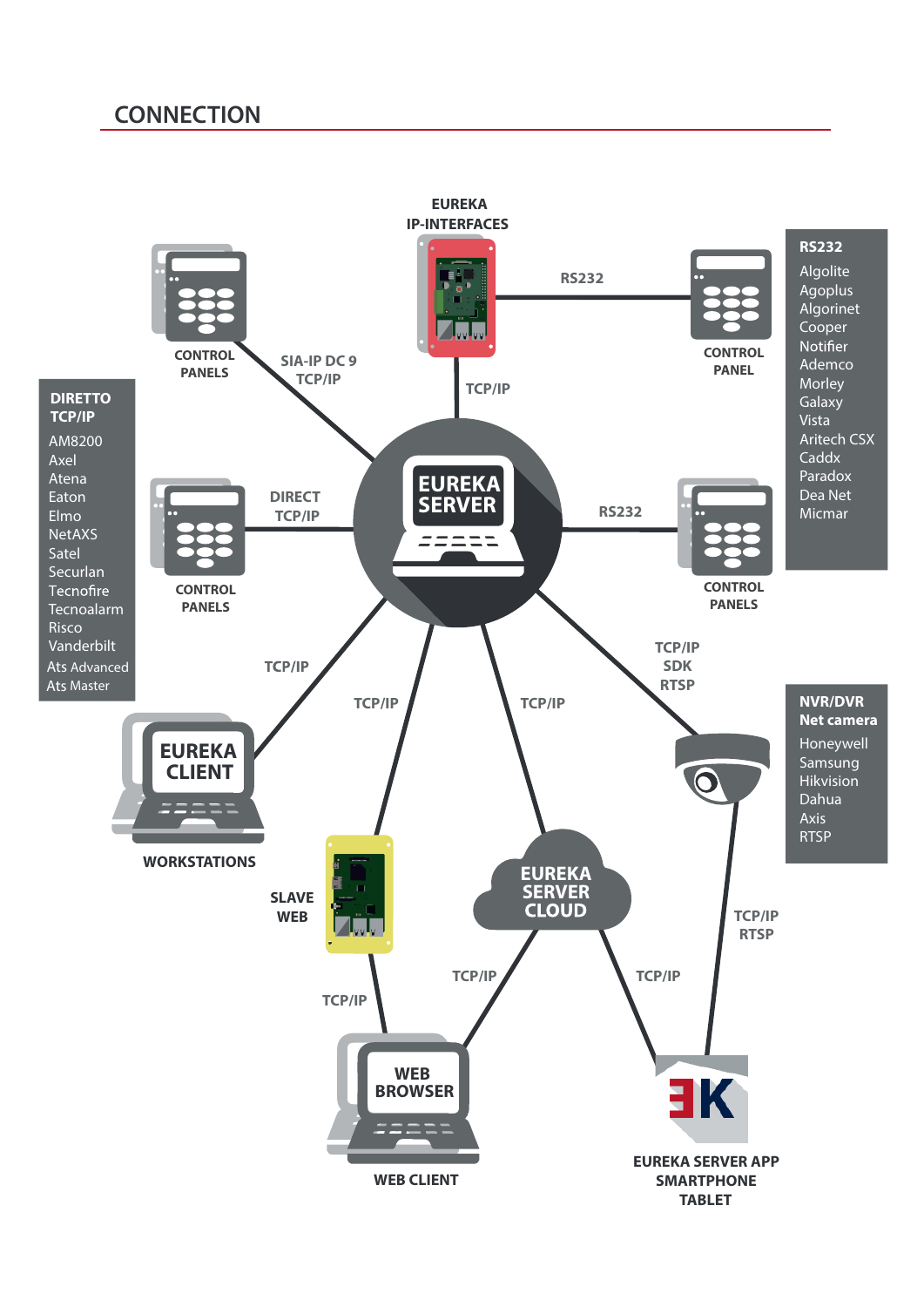## CONNECTION

EUREKA IP-INTERFACES

RS232

CONTROL PANEL

CONTROL PANELS

SIA-IP DC 9 TCP/IP

TCP/IP

**RS232**
Algolite
Agoplus
Algorinet
Cooper
Notifier
Ademco
Morley
Galaxy
Vista
Aritech CSX
Caddx
Paradox
Dea Net
Micmar

**DIRETTO TCP/IP**
AM8200
Axel
Atena
Eaton
Elmo
NetAXS
Satel
Securlan
Tecnofire
Tecnoalarm
Risco
Vanderbilt
Ats Advanced
Ats Master

DIRECT TCP/IP

CONTROL PANELS

EUREKA SERVER

RS232

CONTROL PANELS

TCP/IP

TCP/IP SDK RTSP

TCP/IP

TCP/IP

**NVR/DVR Net camera**
Honeywell
Samsung
Hikvision
Dahua
Axis
RTSP

EUREKA CLIENT

WORKSTATIONS

SLAVE WEB

EUREKA SERVER CLOUD

TCP/IP RTSP

TCP/IP

TCP/IP

TCP/IP

WEB BROWSER

WEB CLIENT

EUREKA SERVER APP SMARTPHONE TABLET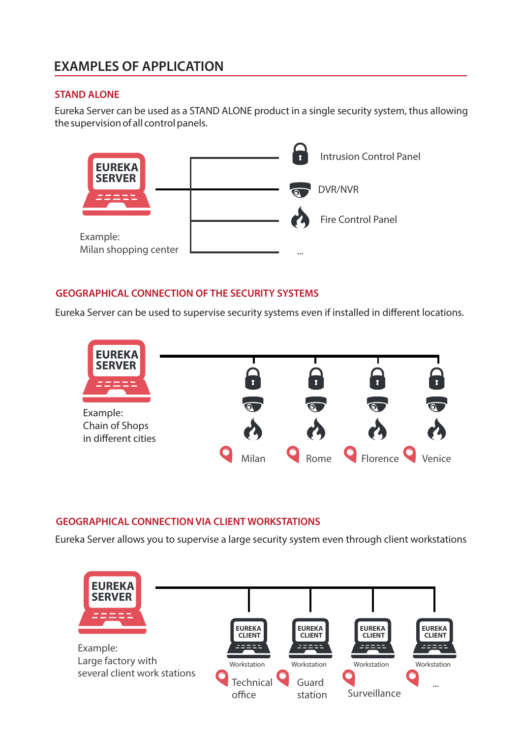# EXAMPLES OF APPLICATION

## STAND ALONE

Eureka Server can be used as a STAND ALONE product in a single security system, thus allowing the supervision of all control panels.

EUREKA SERVER

Intrusion Control Panel

DVR/NVR

Fire Control Panel

...

Example:
Milan shopping center

## GEOGRAPHICAL CONNECTION OF THE SECURITY SYSTEMS

Eureka Server can be used to supervise security systems even if installed in different locations.

EUREKA SERVER

Example:
Chain of Shops
in different cities

Milan

Rome

Florence

Venice

## GEOGRAPHICAL CONNECTION VIA CLIENT WORKSTATIONS

Eureka Server allows you to supervise a large security system even through client workstations

EUREKA SERVER

Example:
Large factory with
several client work stations

EUREKA CLIENT
Workstation
Technical office

EUREKA CLIENT
Workstation
Guard station

EUREKA CLIENT
Workstation
Surveillance

EUREKA CLIENT
Workstation
...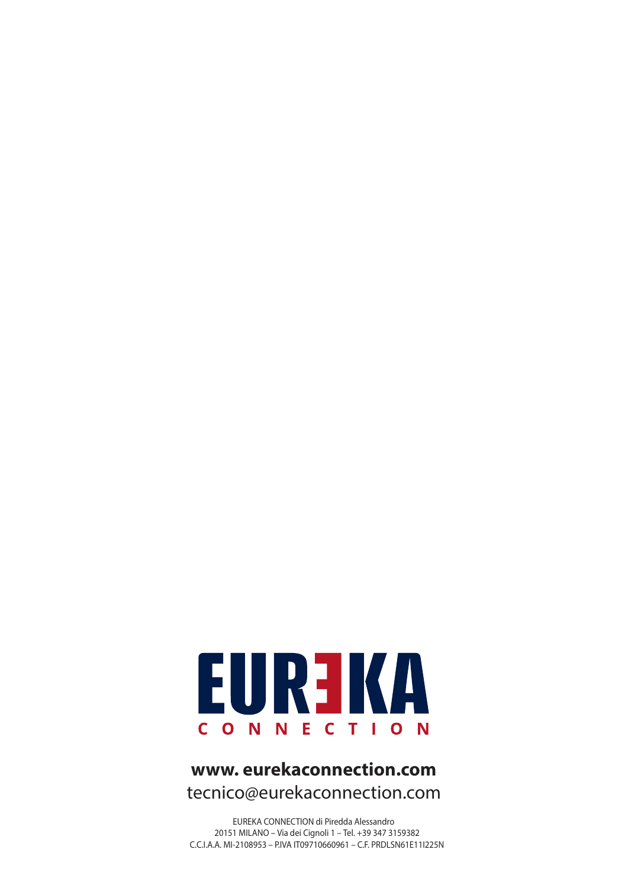EUREKA

CONNECTION

**www. eurekaconnection.com**

tecnico@eurekaconnection.com

EUREKA CONNECTION di Piredda Alessandro
20151 MILANO – Via dei Cignoli 1 – Tel. +39 347 3159382
C.C.I.A.A. MI-2108953 – P.IVA IT09710660961 – C.F. PRDLSN61E11I225N